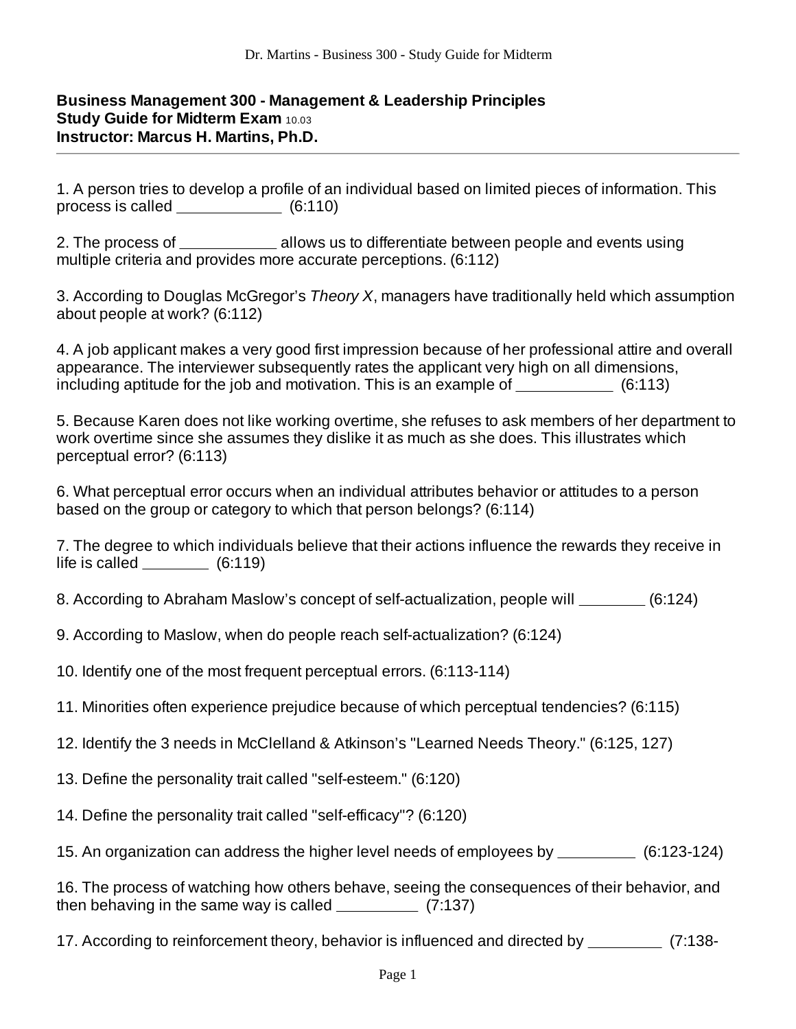**Business Management 300 - Management & Leadership Principles**
**Study Guide for Midterm Exam** 10.03
**Instructor: Marcus H. Martins, Ph.D.**

---

1. A person tries to develop a profile of an individual based on limited pieces of information. This process is called ____________ (6:110)

2. The process of ___________ allows us to differentiate between people and events using multiple criteria and provides more accurate perceptions. (6:112)

3. According to Douglas McGregor's *Theory X*, managers have traditionally held which assumption about people at work? (6:112)

4. A job applicant makes a very good first impression because of her professional attire and overall appearance. The interviewer subsequently rates the applicant very high on all dimensions, including aptitude for the job and motivation. This is an example of ___________ (6:113)

5. Because Karen does not like working overtime, she refuses to ask members of her department to work overtime since she assumes they dislike it as much as she does. This illustrates which perceptual error? (6:113)

6. What perceptual error occurs when an individual attributes behavior or attitudes to a person based on the group or category to which that person belongs? (6:114)

7. The degree to which individuals believe that their actions influence the rewards they receive in life is called ________ (6:119)

8. According to Abraham Maslow's concept of self-actualization, people will ________ (6:124)

9. According to Maslow, when do people reach self-actualization? (6:124)

10. Identify one of the most frequent perceptual errors. (6:113-114)

11. Minorities often experience prejudice because of which perceptual tendencies? (6:115)

12. Identify the 3 needs in McClelland & Atkinson's "Learned Needs Theory." (6:125, 127)

13. Define the personality trait called "self-esteem." (6:120)

14. Define the personality trait called "self-efficacy"? (6:120)

15. An organization can address the higher level needs of employees by _________ (6:123-124)

16. The process of watching how others behave, seeing the consequences of their behavior, and then behaving in the same way is called _________ (7:137)

17. According to reinforcement theory, behavior is influenced and directed by ________ (7:138-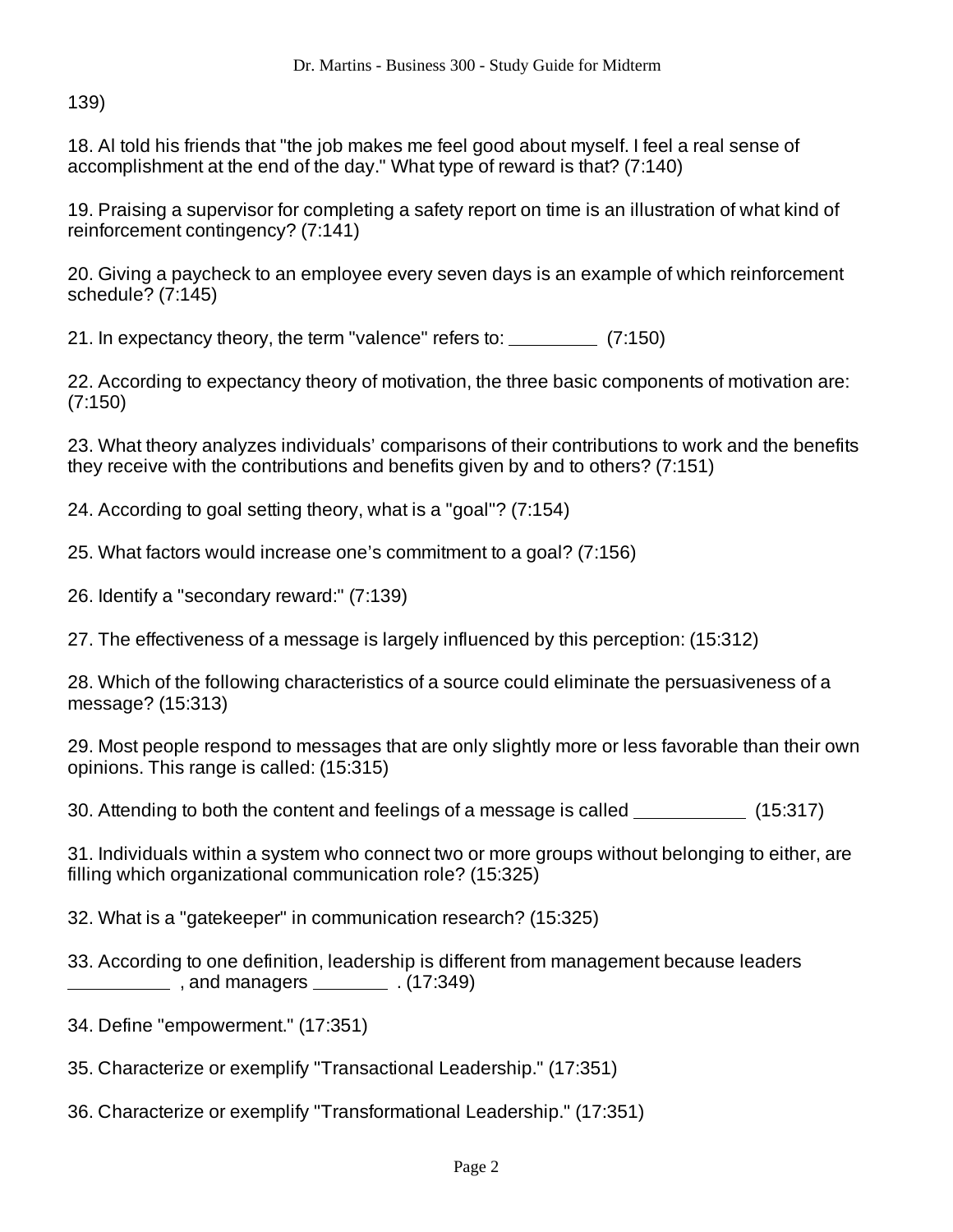139)

18. Al told his friends that "the job makes me feel good about myself. I feel a real sense of accomplishment at the end of the day." What type of reward is that? (7:140)

19. Praising a supervisor for completing a safety report on time is an illustration of what kind of reinforcement contingency? (7:141)

20. Giving a paycheck to an employee every seven days is an example of which reinforcement schedule? (7:145)

21. In expectancy theory, the term "valence" refers to: _________ (7:150)

22. According to expectancy theory of motivation, the three basic components of motivation are: (7:150)

23. What theory analyzes individuals' comparisons of their contributions to work and the benefits they receive with the contributions and benefits given by and to others? (7:151)

24. According to goal setting theory, what is a "goal"? (7:154)

25. What factors would increase one's commitment to a goal? (7:156)

26. Identify a "secondary reward:" (7:139)

27. The effectiveness of a message is largely influenced by this perception: (15:312)

28. Which of the following characteristics of a source could eliminate the persuasiveness of a message? (15:313)

29. Most people respond to messages that are only slightly more or less favorable than their own opinions. This range is called: (15:315)

30. Attending to both the content and feelings of a message is called ___________ (15:317)

31. Individuals within a system who connect two or more groups without belonging to either, are filling which organizational communication role? (15:325)

32. What is a "gatekeeper" in communication research? (15:325)

33. According to one definition, leadership is different from management because leaders __________ , and managers ________ . (17:349)

34. Define "empowerment." (17:351)

35. Characterize or exemplify "Transactional Leadership." (17:351)

36. Characterize or exemplify "Transformational Leadership." (17:351)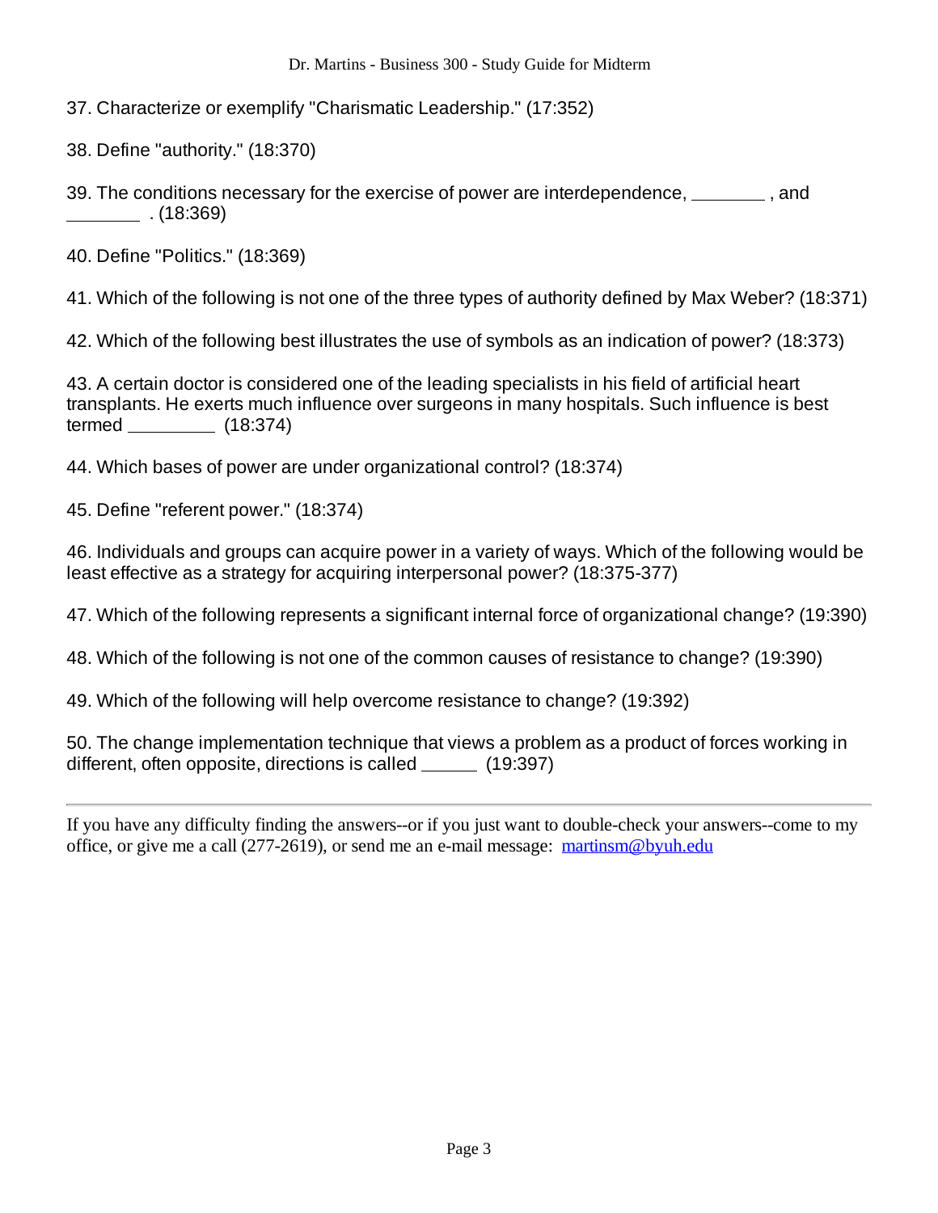37. Characterize or exemplify "Charismatic Leadership." (17:352)

38. Define "authority." (18:370)

39. The conditions necessary for the exercise of power are interdependence, ________ , and ________ . (18:369)

40. Define "Politics." (18:369)

41. Which of the following is not one of the three types of authority defined by Max Weber? (18:371)

42. Which of the following best illustrates the use of symbols as an indication of power? (18:373)

43. A certain doctor is considered one of the leading specialists in his field of artificial heart transplants. He exerts much influence over surgeons in many hospitals. Such influence is best termed ________ (18:374)

44. Which bases of power are under organizational control? (18:374)

45. Define "referent power." (18:374)

46. Individuals and groups can acquire power in a variety of ways. Which of the following would be least effective as a strategy for acquiring interpersonal power? (18:375-377)

47. Which of the following represents a significant internal force of organizational change? (19:390)

48. Which of the following is not one of the common causes of resistance to change? (19:390)

49. Which of the following will help overcome resistance to change? (19:392)

50. The change implementation technique that views a problem as a product of forces working in different, often opposite, directions is called ______ (19:397)

---

If you have any difficulty finding the answers--or if you just want to double-check your answers--come to my office, or give me a call (277-2619), or send me an e-mail message: martinsm@byuh.edu